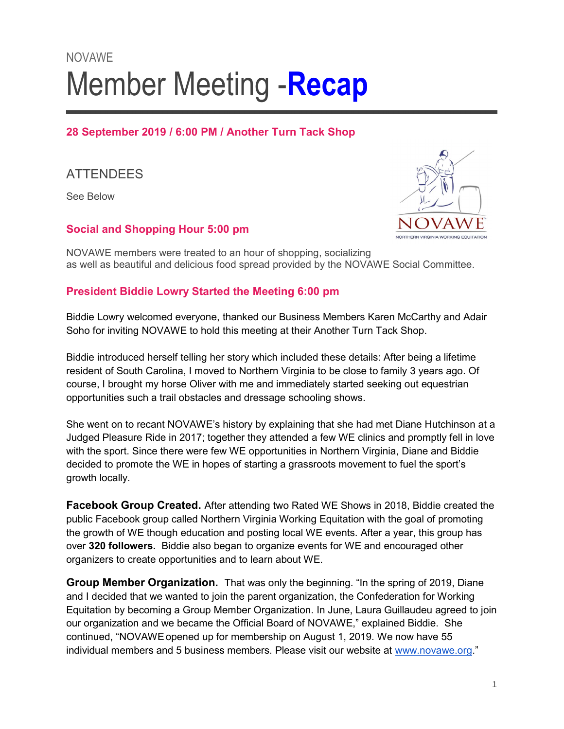NOVAWE

# Member Meeting -**Recap**

### 28 September 2019 / 6:00 PM / Another Turn Tack Shop

## ATTENDEES

See Below

### Social and Shopping Hour 5:00 pm

NOVAWE members were treated to an hour of shopping, socializing as well as beautiful and delicious food spread provided by the NOVAWE Social Committee.

### President Biddie Lowry Started the Meeting 6:00 pm

Biddie Lowry welcomed everyone, thanked our Business Members Karen McCarthy and Adair Soho for inviting NOVAWE to hold this meeting at their Another Turn Tack Shop.

Biddie introduced herself telling her story which included these details: After being a lifetime resident of South Carolina, I moved to Northern Virginia to be close to family 3 years ago. Of course, I brought my horse Oliver with me and immediately started seeking out equestrian opportunities such a trail obstacles and dressage schooling shows.

She went on to recant NOVAWE's history by explaining that she had met Diane Hutchinson at a Judged Pleasure Ride in 2017; together they attended a few WE clinics and promptly fell in love with the sport. Since there were few WE opportunities in Northern Virginia, Diane and Biddie decided to promote the WE in hopes of starting a grassroots movement to fuel the sport's growth locally.

**Facebook Group Created.** After attending two Rated WE Shows in 2018, Biddie created the public Facebook group called Northern Virginia Working Equitation with the goal of promoting the growth of WE though education and posting local WE events. After a year, this group has over **320 followers.** Biddie also began to organize events for WE and encouraged other organizers to create opportunities and to learn about WE.

**Group Member Organization.** That was only the beginning. "In the spring of 2019, Diane and I decided that we wanted to join the parent organization, the Confederation for Working Equitation by becoming a Group Member Organization. In June, Laura Guillaudeu agreed to join our organization and we became the Official Board of NOVAWE," explained Biddie. She continued, "NOVAWE opened up for membership on August 1, 2019. We now have 55 individual members and 5 business members. Please visit our website at [www.novawe.org](http://www.novawe.org)."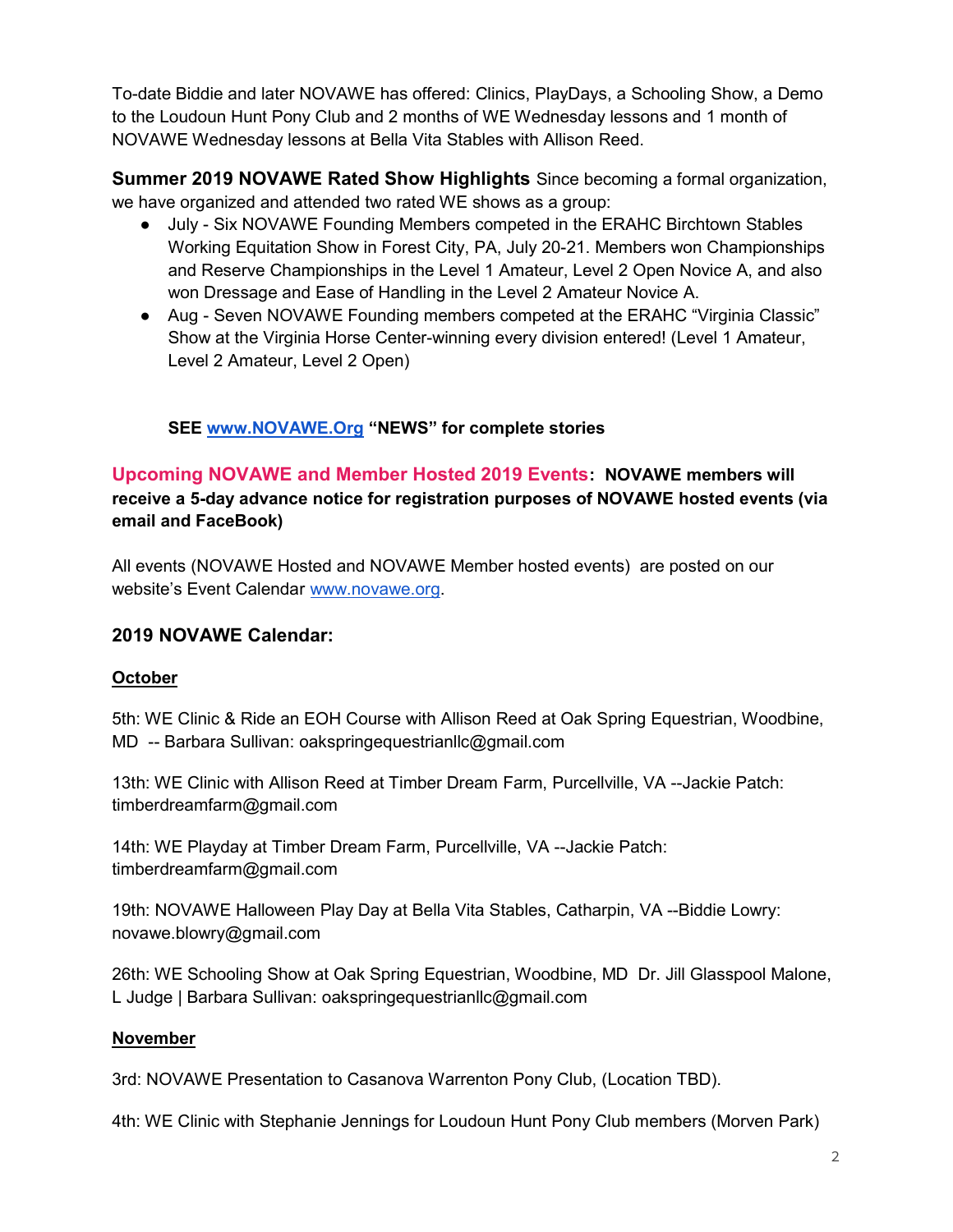To-date Biddie and later NOVAWE has offered: Clinics, PlayDays, a Schooling Show, a Demo to the Loudoun Hunt Pony Club and 2 months of WE Wednesday lessons and 1 month of NOVAWE Wednesday lessons at Bella Vita Stables with Allison Reed.

**Summer 2019 NOVAWE Rated Show Highlights** Since becoming a formal organization, we have organized and attended two rated WE shows as a group:

- July - Six NOVAWE Founding Members competed in the ERAHC Birchtown Stables Working Equitation Show in Forest City, PA, July 20-21. Members won Championships and Reserve Championships in the Level 1 Amateur, Level 2 Open Novice A, and also won Dressage and Ease of Handling in the Level 2 Amateur Novice A.
- Aug - Seven NOVAWE Founding members competed at the ERAHC "Virginia Classic" Show at the Virginia Horse Center-winning every division entered! (Level 1 Amateur, Level 2 Amateur, Level 2 Open)

**SEE [www.NOVAWE.Org](http://www.NOVAWE.Org) "NEWS" for complete stories**

## Upcoming NOVAWE and Member Hosted 2019 Events: **NOVAWE members will receive a 5-day advance notice for registration purposes of NOVAWE hosted events (via email and FaceBook)**

All events (NOVAWE Hosted and NOVAWE Member hosted events) are posted on our website's Event Calendar [www.novawe.org](http://www.novawe.org).

### 2019 NOVAWE Calendar:

**October**

5th: WE Clinic & Ride an EOH Course with Allison Reed at Oak Spring Equestrian, Woodbine, MD -- Barbara Sullivan: oakspringequestrianllc@gmail.com

13th: WE Clinic with Allison Reed at Timber Dream Farm, Purcellville, VA --Jackie Patch: timberdreamfarm@gmail.com

14th: WE Playday at Timber Dream Farm, Purcellville, VA --Jackie Patch: timberdreamfarm@gmail.com

19th: NOVAWE Halloween Play Day at Bella Vita Stables, Catharpin, VA --Biddie Lowry: novawe.blowry@gmail.com

26th: WE Schooling Show at Oak Spring Equestrian, Woodbine, MD Dr. Jill Glasspool Malone, L Judge | Barbara Sullivan: oakspringequestrianllc@gmail.com

**November**

3rd: NOVAWE Presentation to Casanova Warrenton Pony Club, (Location TBD).

4th: WE Clinic with Stephanie Jennings for Loudoun Hunt Pony Club members (Morven Park)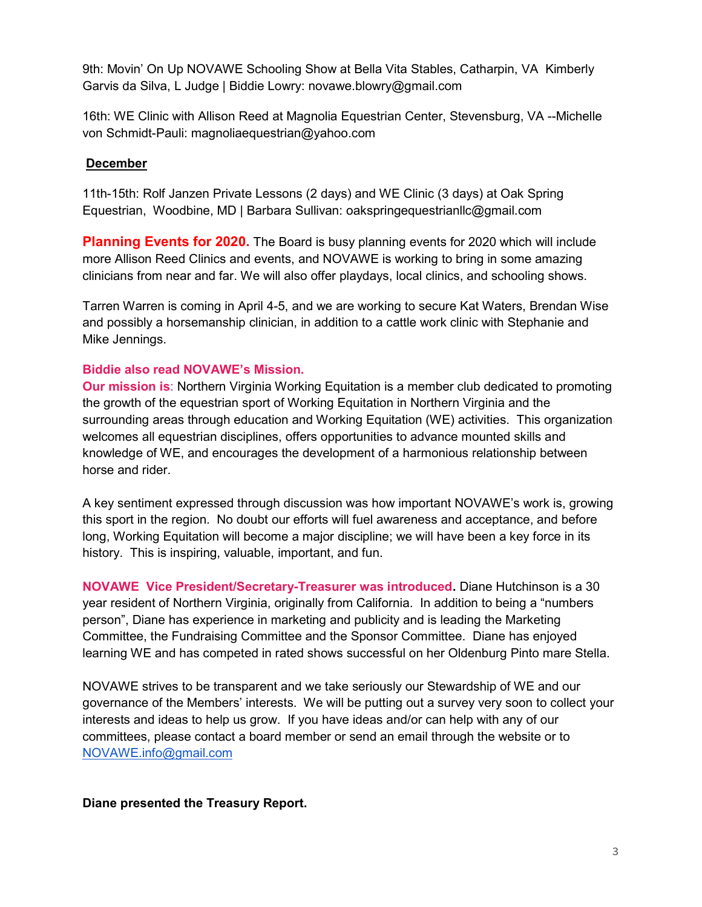9th: Movin' On Up NOVAWE Schooling Show at Bella Vita Stables, Catharpin, VA  Kimberly Garvis da Silva, L Judge | Biddie Lowry: novawe.blowry@gmail.com

16th: WE Clinic with Allison Reed at Magnolia Equestrian Center, Stevensburg, VA --Michelle von Schmidt-Pauli: magnoliaequestrian@yahoo.com

**December**

11th-15th: Rolf Janzen Private Lessons (2 days) and WE Clinic (3 days) at Oak Spring Equestrian,  Woodbine, MD | Barbara Sullivan: oakspringequestrianllc@gmail.com

**Planning Events for 2020.** The Board is busy planning events for 2020 which will include more Allison Reed Clinics and events, and NOVAWE is working to bring in some amazing clinicians from near and far. We will also offer playdays, local clinics, and schooling shows.

Tarren Warren is coming in April 4-5, and we are working to secure Kat Waters, Brendan Wise and possibly a horsemanship clinician, in addition to a cattle work clinic with Stephanie and Mike Jennings.

**Biddie also read NOVAWE's Mission.**
**Our mission is**: Northern Virginia Working Equitation is a member club dedicated to promoting the growth of the equestrian sport of Working Equitation in Northern Virginia and the surrounding areas through education and Working Equitation (WE) activities.  This organization welcomes all equestrian disciplines, offers opportunities to advance mounted skills and knowledge of WE, and encourages the development of a harmonious relationship between horse and rider.

A key sentiment expressed through discussion was how important NOVAWE's work is, growing this sport in the region.  No doubt our efforts will fuel awareness and acceptance, and before long, Working Equitation will become a major discipline; we will have been a key force in its history.  This is inspiring, valuable, important, and fun.

**NOVAWE  Vice President/Secretary-Treasurer was introduced.** Diane Hutchinson is a 30 year resident of Northern Virginia, originally from California.  In addition to being a "numbers person", Diane has experience in marketing and publicity and is leading the Marketing Committee, the Fundraising Committee and the Sponsor Committee.  Diane has enjoyed learning WE and has competed in rated shows successful on her Oldenburg Pinto mare Stella.

NOVAWE strives to be transparent and we take seriously our Stewardship of WE and our governance of the Members' interests.  We will be putting out a survey very soon to collect your interests and ideas to help us grow.  If you have ideas and/or can help with any of our committees, please contact a board member or send an email through the website or to NOVAWE.info@gmail.com

**Diane presented the Treasury Report.**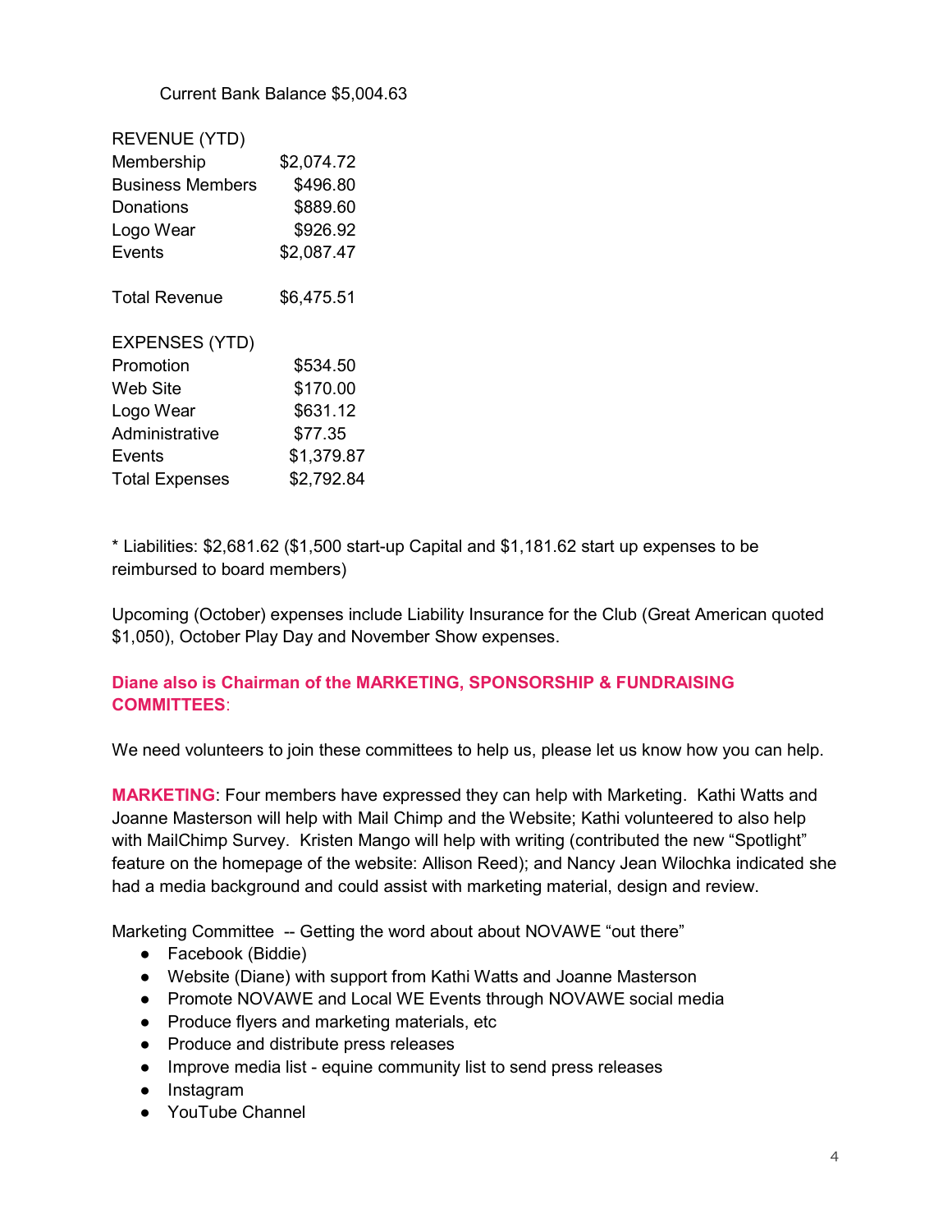Current Bank Balance $5,004.63

| REVENUE (YTD) | |
|---|---|
| Membership | $2,074.72 |
| Business Members | $496.80 |
| Donations | $889.60 |
| Logo Wear | $926.92 |
| Events | $2,087.47 |
| | |
| Total Revenue | $6,475.51 |

| EXPENSES (YTD) | |
|---|---|
| Promotion | $534.50 |
| Web Site | $170.00 |
| Logo Wear | $631.12 |
| Administrative | $77.35 |
| Events | $1,379.87 |
| Total Expenses | $2,792.84 |

* Liabilities: $2,681.62 ($1,500 start-up Capital and $1,181.62 start up expenses to be reimbursed to board members)

Upcoming (October) expenses include Liability Insurance for the Club (Great American quoted $1,050), October Play Day and November Show expenses.

**Diane also is Chairman of the MARKETING, SPONSORSHIP & FUNDRAISING COMMITTEES**:

We need volunteers to join these committees to help us, please let us know how you can help.

**MARKETING**: Four members have expressed they can help with Marketing. Kathi Watts and Joanne Masterson will help with Mail Chimp and the Website; Kathi volunteered to also help with MailChimp Survey. Kristen Mango will help with writing (contributed the new "Spotlight" feature on the homepage of the website: Allison Reed); and Nancy Jean Wilochka indicated she had a media background and could assist with marketing material, design and review.

Marketing Committee -- Getting the word about about NOVAWE "out there"

- Facebook (Biddie)
- Website (Diane) with support from Kathi Watts and Joanne Masterson
- Promote NOVAWE and Local WE Events through NOVAWE social media
- Produce flyers and marketing materials, etc
- Produce and distribute press releases
- Improve media list - equine community list to send press releases
- Instagram
- YouTube Channel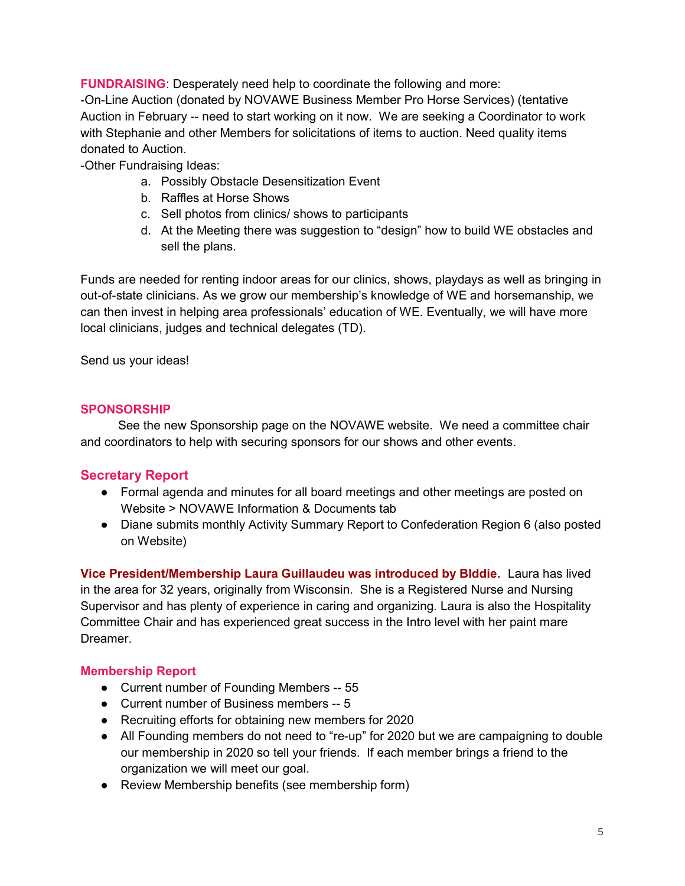**FUNDRAISING**: Desperately need help to coordinate the following and more:
-On-Line Auction (donated by NOVAWE Business Member Pro Horse Services) (tentative Auction in February -- need to start working on it now. We are seeking a Coordinator to work with Stephanie and other Members for solicitations of items to auction. Need quality items donated to Auction.
-Other Fundraising Ideas:

a. Possibly Obstacle Desensitization Event
b. Raffles at Horse Shows
c. Sell photos from clinics/ shows to participants
d. At the Meeting there was suggestion to “design” how to build WE obstacles and sell the plans.

Funds are needed for renting indoor areas for our clinics, shows, playdays as well as bringing in out-of-state clinicians. As we grow our membership’s knowledge of WE and horsemanship, we can then invest in helping area professionals’ education of WE. Eventually, we will have more local clinicians, judges and technical delegates (TD).

Send us your ideas!

## SPONSORSHIP

See the new Sponsorship page on the NOVAWE website. We need a committee chair and coordinators to help with securing sponsors for our shows and other events.

## Secretary Report

- Formal agenda and minutes for all board meetings and other meetings are posted on Website > NOVAWE Information & Documents tab
- Diane submits monthly Activity Summary Report to Confederation Region 6 (also posted on Website)

**Vice President/Membership Laura Guillaudeu was introduced by BIddie.** Laura has lived in the area for 32 years, originally from Wisconsin. She is a Registered Nurse and Nursing Supervisor and has plenty of experience in caring and organizing. Laura is also the Hospitality Committee Chair and has experienced great success in the Intro level with her paint mare Dreamer.

## Membership Report

- Current number of Founding Members -- 55
- Current number of Business members -- 5
- Recruiting efforts for obtaining new members for 2020
- All Founding members do not need to “re-up” for 2020 but we are campaigning to double our membership in 2020 so tell your friends. If each member brings a friend to the organization we will meet our goal.
- Review Membership benefits (see membership form)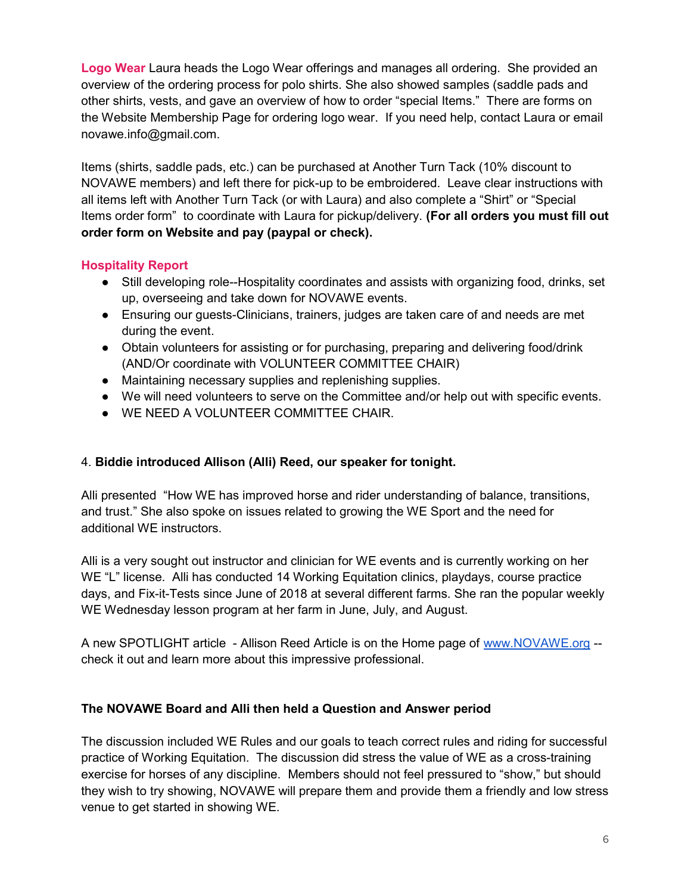**Logo Wear** Laura heads the Logo Wear offerings and manages all ordering. She provided an overview of the ordering process for polo shirts. She also showed samples (saddle pads and other shirts, vests, and gave an overview of how to order "special Items." There are forms on the Website Membership Page for ordering logo wear. If you need help, contact Laura or email novawe.info@gmail.com.

Items (shirts, saddle pads, etc.) can be purchased at Another Turn Tack (10% discount to NOVAWE members) and left there for pick-up to be embroidered. Leave clear instructions with all items left with Another Turn Tack (or with Laura) and also complete a "Shirt" or "Special Items order form" to coordinate with Laura for pickup/delivery. **(For all orders you must fill out order form on Website and pay (paypal or check).**

**Hospitality Report**

- Still developing role--Hospitality coordinates and assists with organizing food, drinks, set up, overseeing and take down for NOVAWE events.
- Ensuring our guests-Clinicians, trainers, judges are taken care of and needs are met during the event.
- Obtain volunteers for assisting or for purchasing, preparing and delivering food/drink (AND/Or coordinate with VOLUNTEER COMMITTEE CHAIR)
- Maintaining necessary supplies and replenishing supplies.
- We will need volunteers to serve on the Committee and/or help out with specific events.
- WE NEED A VOLUNTEER COMMITTEE CHAIR.

4. **Biddie introduced Allison (Alli) Reed, our speaker for tonight.**

Alli presented "How WE has improved horse and rider understanding of balance, transitions, and trust." She also spoke on issues related to growing the WE Sport and the need for additional WE instructors.

Alli is a very sought out instructor and clinician for WE events and is currently working on her WE "L" license. Alli has conducted 14 Working Equitation clinics, playdays, course practice days, and Fix-it-Tests since June of 2018 at several different farms. She ran the popular weekly WE Wednesday lesson program at her farm in June, July, and August.

A new SPOTLIGHT article - Allison Reed Article is on the Home page of www.NOVAWE.org -- check it out and learn more about this impressive professional.

**The NOVAWE Board and Alli then held a Question and Answer period**

The discussion included WE Rules and our goals to teach correct rules and riding for successful practice of Working Equitation. The discussion did stress the value of WE as a cross-training exercise for horses of any discipline. Members should not feel pressured to "show," but should they wish to try showing, NOVAWE will prepare them and provide them a friendly and low stress venue to get started in showing WE.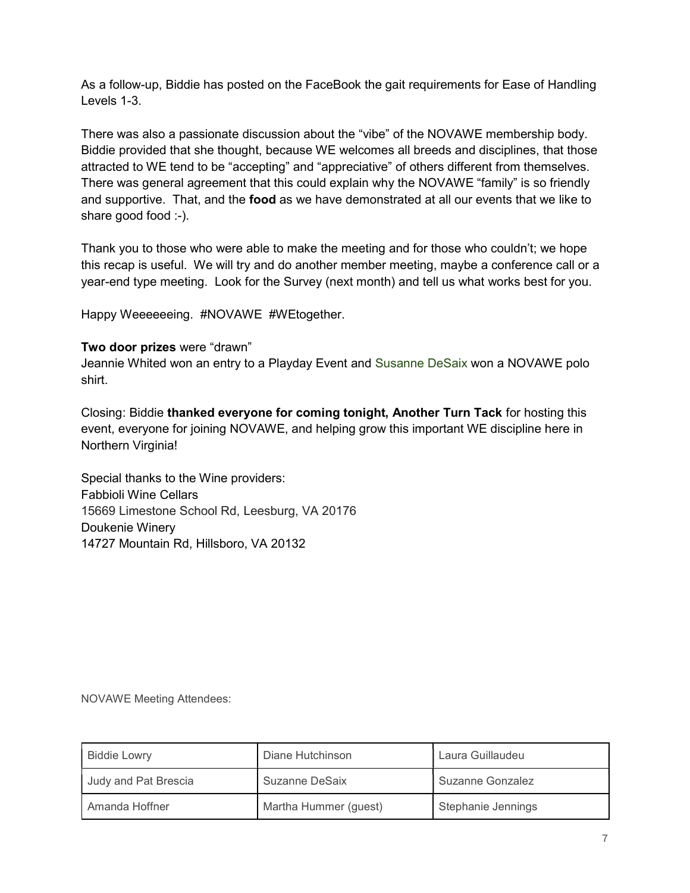As a follow-up, Biddie has posted on the FaceBook the gait requirements for Ease of Handling Levels 1-3.

There was also a passionate discussion about the "vibe" of the NOVAWE membership body. Biddie provided that she thought, because WE welcomes all breeds and disciplines, that those attracted to WE tend to be "accepting" and "appreciative" of others different from themselves. There was general agreement that this could explain why the NOVAWE "family" is so friendly and supportive. That, and the **food** as we have demonstrated at all our events that we like to share good food :-).

Thank you to those who were able to make the meeting and for those who couldn't; we hope this recap is useful. We will try and do another member meeting, maybe a conference call or a year-end type meeting. Look for the Survey (next month) and tell us what works best for you.

Happy Weeeeeeing. #NOVAWE #WEtogether.

**Two door prizes** were "drawn"
Jeannie Whited won an entry to a Playday Event and Susanne DeSaix won a NOVAWE polo shirt.

Closing: Biddie **thanked everyone for coming tonight, Another Turn Tack** for hosting this event, everyone for joining NOVAWE, and helping grow this important WE discipline here in Northern Virginia!

Special thanks to the Wine providers:
Fabbioli Wine Cellars
15669 Limestone School Rd, Leesburg, VA 20176
Doukenie Winery
14727 Mountain Rd, Hillsboro, VA 20132

NOVAWE Meeting Attendees:

| Biddie Lowry | Diane Hutchinson | Laura Guillaudeu |
|---|---|---|
| Judy and Pat Brescia | Suzanne DeSaix | Suzanne Gonzalez |
| Amanda Hoffner | Martha Hummer (guest) | Stephanie Jennings |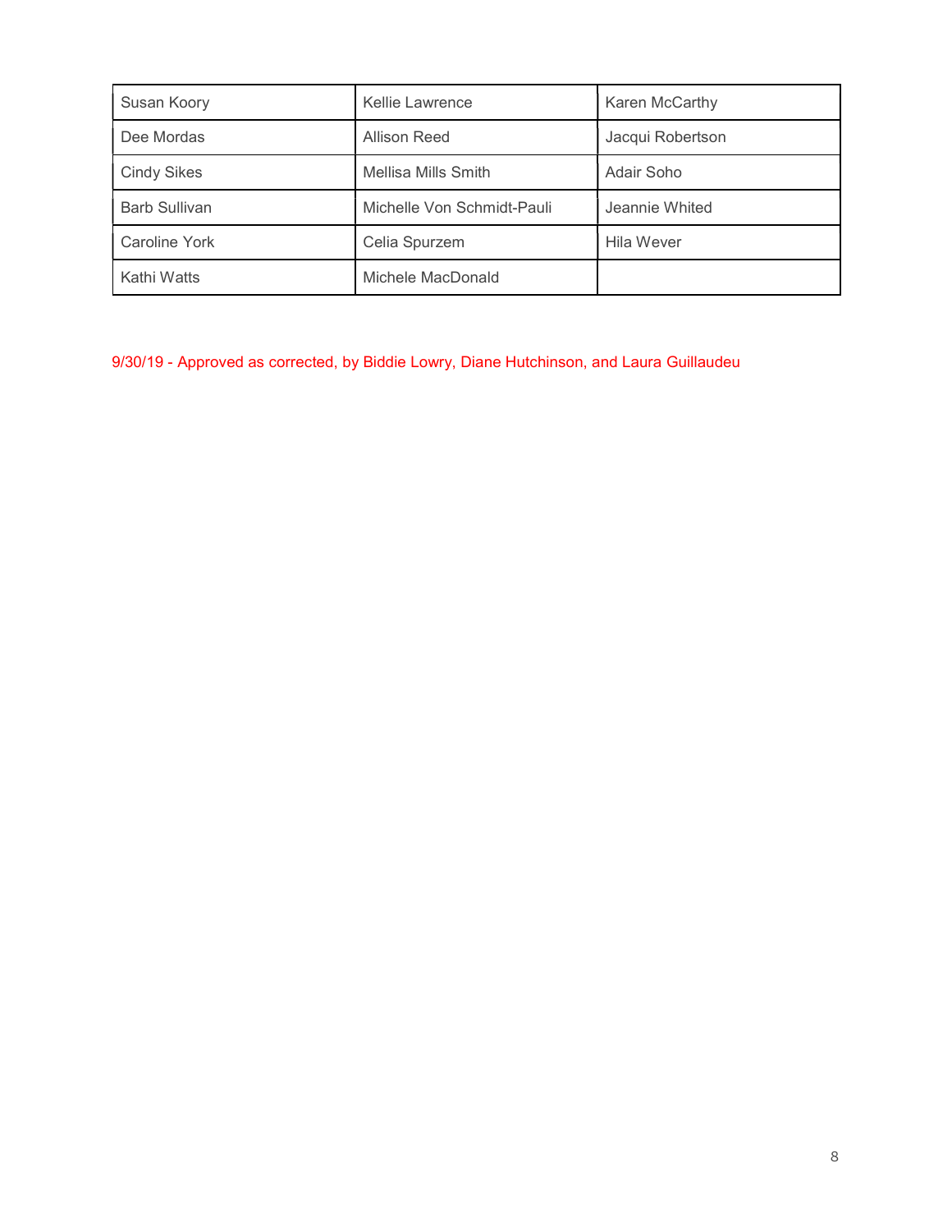| | | |
|---|---|---|
| Susan Koory | Kellie Lawrence | Karen McCarthy |
| Dee Mordas | Allison Reed | Jacqui Robertson |
| Cindy Sikes | Mellisa Mills Smith | Adair Soho |
| Barb Sullivan | Michelle Von Schmidt-Pauli | Jeannie Whited |
| Caroline York | Celia Spurzem | Hila Wever |
| Kathi Watts | Michele MacDonald | |

9/30/19 - Approved as corrected, by Biddie Lowry, Diane Hutchinson, and Laura Guillaudeu